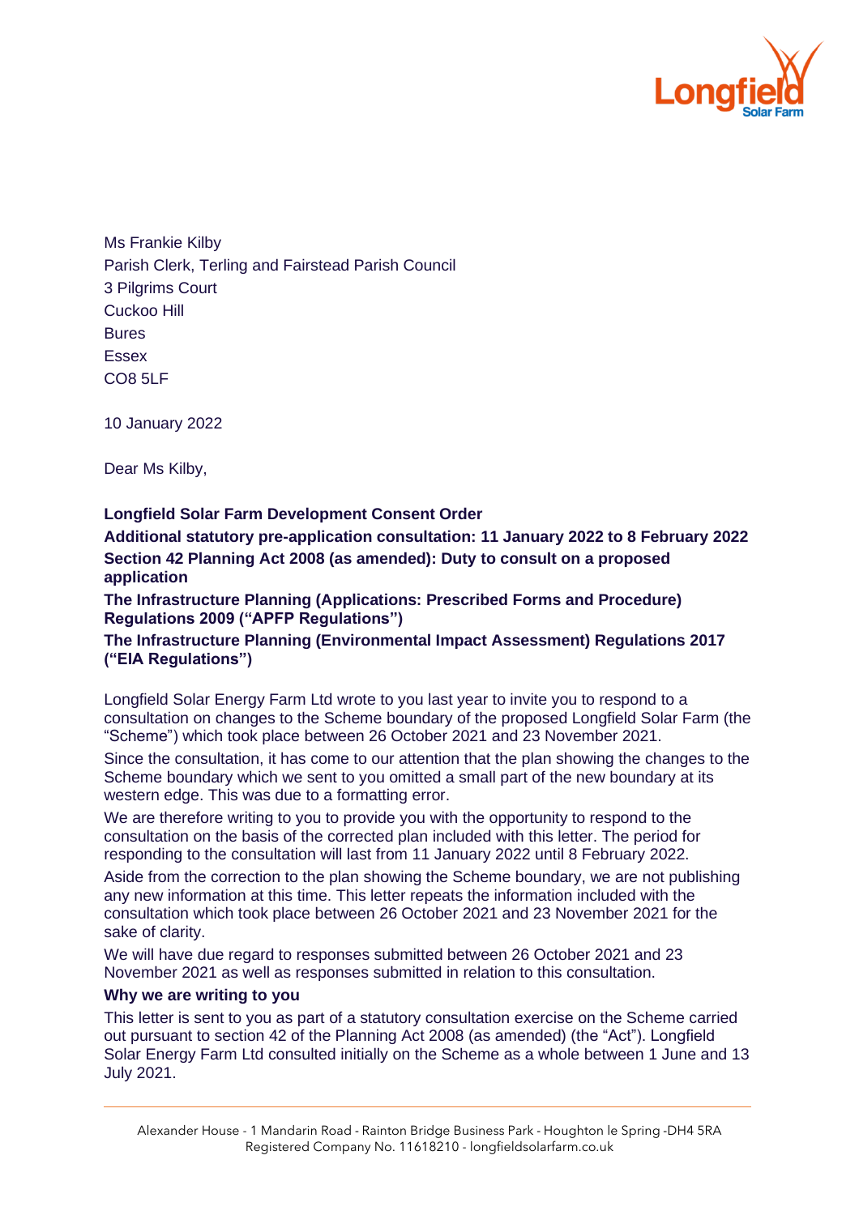Ms Frankie Kilby
Parish Clerk, Terling and Fairstead Parish Council
3 Pilgrims Court
Cuckoo Hill
Bures
Essex
CO8 5LF

10 January 2022

Dear Ms Kilby,

**Longfield Solar Farm Development Consent Order**

**Additional statutory pre-application consultation: 11 January 2022 to 8 February 2022**

**Section 42 Planning Act 2008 (as amended): Duty to consult on a proposed application**

**The Infrastructure Planning (Applications: Prescribed Forms and Procedure) Regulations 2009 ("APFP Regulations")**

**The Infrastructure Planning (Environmental Impact Assessment) Regulations 2017 ("EIA Regulations")**

Longfield Solar Energy Farm Ltd wrote to you last year to invite you to respond to a consultation on changes to the Scheme boundary of the proposed Longfield Solar Farm (the "Scheme") which took place between 26 October 2021 and 23 November 2021.

Since the consultation, it has come to our attention that the plan showing the changes to the Scheme boundary which we sent to you omitted a small part of the new boundary at its western edge. This was due to a formatting error.

We are therefore writing to you to provide you with the opportunity to respond to the consultation on the basis of the corrected plan included with this letter. The period for responding to the consultation will last from 11 January 2022 until 8 February 2022.

Aside from the correction to the plan showing the Scheme boundary, we are not publishing any new information at this time. This letter repeats the information included with the consultation which took place between 26 October 2021 and 23 November 2021 for the sake of clarity.

We will have due regard to responses submitted between 26 October 2021 and 23 November 2021 as well as responses submitted in relation to this consultation.

**Why we are writing to you**

This letter is sent to you as part of a statutory consultation exercise on the Scheme carried out pursuant to section 42 of the Planning Act 2008 (as amended) (the "Act"). Longfield Solar Energy Farm Ltd consulted initially on the Scheme as a whole between 1 June and 13 July 2021.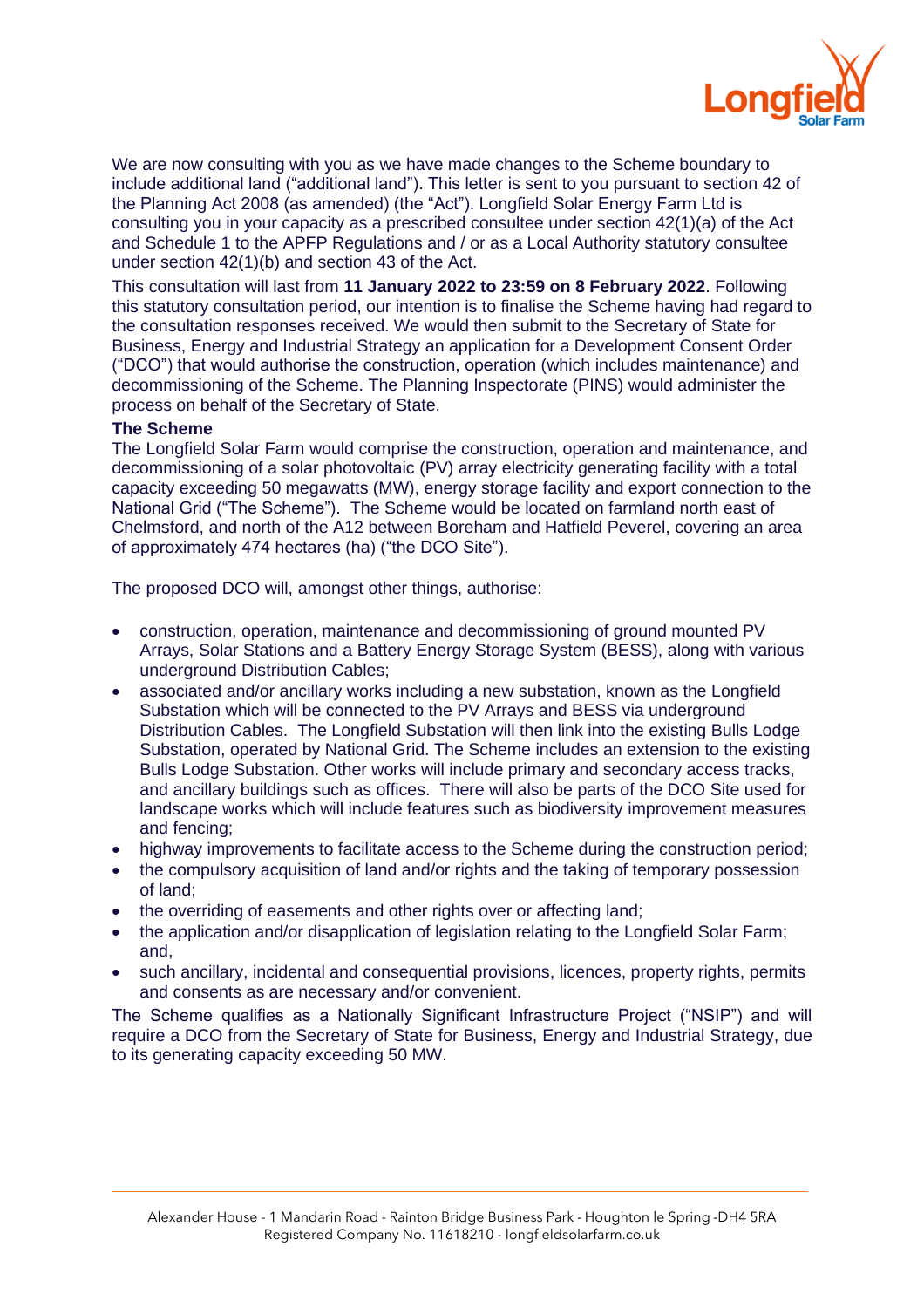We are now consulting with you as we have made changes to the Scheme boundary to include additional land ("additional land"). This letter is sent to you pursuant to section 42 of the Planning Act 2008 (as amended) (the "Act"). Longfield Solar Energy Farm Ltd is consulting you in your capacity as a prescribed consultee under section 42(1)(a) of the Act and Schedule 1 to the APFP Regulations and / or as a Local Authority statutory consultee under section 42(1)(b) and section 43 of the Act.

This consultation will last from **11 January 2022 to 23:59 on 8 February 2022**. Following this statutory consultation period, our intention is to finalise the Scheme having had regard to the consultation responses received. We would then submit to the Secretary of State for Business, Energy and Industrial Strategy an application for a Development Consent Order ("DCO") that would authorise the construction, operation (which includes maintenance) and decommissioning of the Scheme. The Planning Inspectorate (PINS) would administer the process on behalf of the Secretary of State.

**The Scheme**

The Longfield Solar Farm would comprise the construction, operation and maintenance, and decommissioning of a solar photovoltaic (PV) array electricity generating facility with a total capacity exceeding 50 megawatts (MW), energy storage facility and export connection to the National Grid ("The Scheme"). The Scheme would be located on farmland north east of Chelmsford, and north of the A12 between Boreham and Hatfield Peverel, covering an area of approximately 474 hectares (ha) ("the DCO Site").

The proposed DCO will, amongst other things, authorise:

- construction, operation, maintenance and decommissioning of ground mounted PV Arrays, Solar Stations and a Battery Energy Storage System (BESS), along with various underground Distribution Cables;
- associated and/or ancillary works including a new substation, known as the Longfield Substation which will be connected to the PV Arrays and BESS via underground Distribution Cables. The Longfield Substation will then link into the existing Bulls Lodge Substation, operated by National Grid. The Scheme includes an extension to the existing Bulls Lodge Substation. Other works will include primary and secondary access tracks, and ancillary buildings such as offices. There will also be parts of the DCO Site used for landscape works which will include features such as biodiversity improvement measures and fencing;
- highway improvements to facilitate access to the Scheme during the construction period;
- the compulsory acquisition of land and/or rights and the taking of temporary possession of land;
- the overriding of easements and other rights over or affecting land;
- the application and/or disapplication of legislation relating to the Longfield Solar Farm; and,
- such ancillary, incidental and consequential provisions, licences, property rights, permits and consents as are necessary and/or convenient.

The Scheme qualifies as a Nationally Significant Infrastructure Project ("NSIP") and will require a DCO from the Secretary of State for Business, Energy and Industrial Strategy, due to its generating capacity exceeding 50 MW.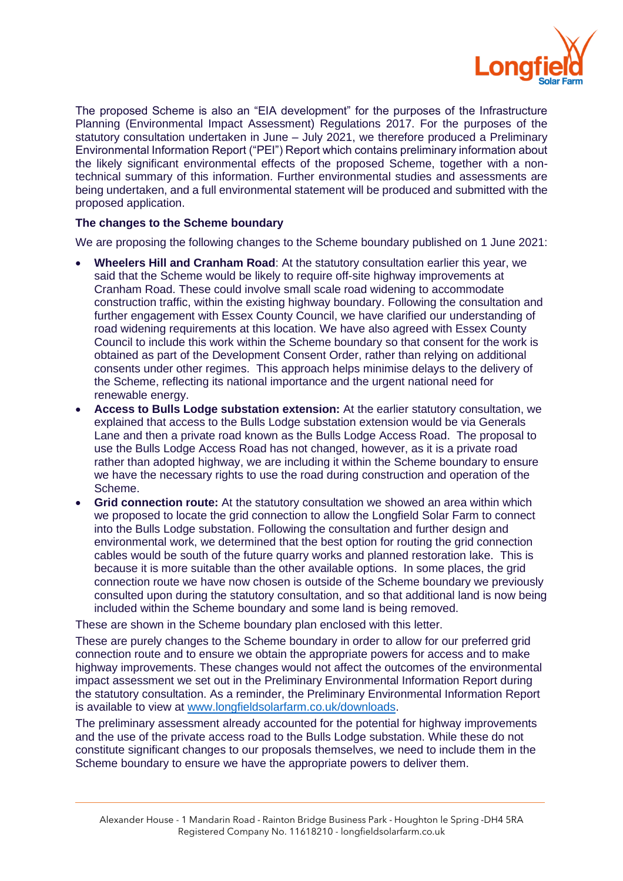The proposed Scheme is also an "EIA development" for the purposes of the Infrastructure Planning (Environmental Impact Assessment) Regulations 2017. For the purposes of the statutory consultation undertaken in June – July 2021, we therefore produced a Preliminary Environmental Information Report ("PEI") Report which contains preliminary information about the likely significant environmental effects of the proposed Scheme, together with a non-technical summary of this information. Further environmental studies and assessments are being undertaken, and a full environmental statement will be produced and submitted with the proposed application.

**The changes to the Scheme boundary**

We are proposing the following changes to the Scheme boundary published on 1 June 2021:

- **Wheelers Hill and Cranham Road**: At the statutory consultation earlier this year, we said that the Scheme would be likely to require off-site highway improvements at Cranham Road. These could involve small scale road widening to accommodate construction traffic, within the existing highway boundary. Following the consultation and further engagement with Essex County Council, we have clarified our understanding of road widening requirements at this location. We have also agreed with Essex County Council to include this work within the Scheme boundary so that consent for the work is obtained as part of the Development Consent Order, rather than relying on additional consents under other regimes. This approach helps minimise delays to the delivery of the Scheme, reflecting its national importance and the urgent national need for renewable energy.
- **Access to Bulls Lodge substation extension:** At the earlier statutory consultation, we explained that access to the Bulls Lodge substation extension would be via Generals Lane and then a private road known as the Bulls Lodge Access Road. The proposal to use the Bulls Lodge Access Road has not changed, however, as it is a private road rather than adopted highway, we are including it within the Scheme boundary to ensure we have the necessary rights to use the road during construction and operation of the Scheme.
- **Grid connection route:** At the statutory consultation we showed an area within which we proposed to locate the grid connection to allow the Longfield Solar Farm to connect into the Bulls Lodge substation. Following the consultation and further design and environmental work, we determined that the best option for routing the grid connection cables would be south of the future quarry works and planned restoration lake. This is because it is more suitable than the other available options. In some places, the grid connection route we have now chosen is outside of the Scheme boundary we previously consulted upon during the statutory consultation, and so that additional land is now being included within the Scheme boundary and some land is being removed.

These are shown in the Scheme boundary plan enclosed with this letter.

These are purely changes to the Scheme boundary in order to allow for our preferred grid connection route and to ensure we obtain the appropriate powers for access and to make highway improvements. These changes would not affect the outcomes of the environmental impact assessment we set out in the Preliminary Environmental Information Report during the statutory consultation. As a reminder, the Preliminary Environmental Information Report is available to view at www.longfieldsolarfarm.co.uk/downloads.

The preliminary assessment already accounted for the potential for highway improvements and the use of the private access road to the Bulls Lodge substation. While these do not constitute significant changes to our proposals themselves, we need to include them in the Scheme boundary to ensure we have the appropriate powers to deliver them.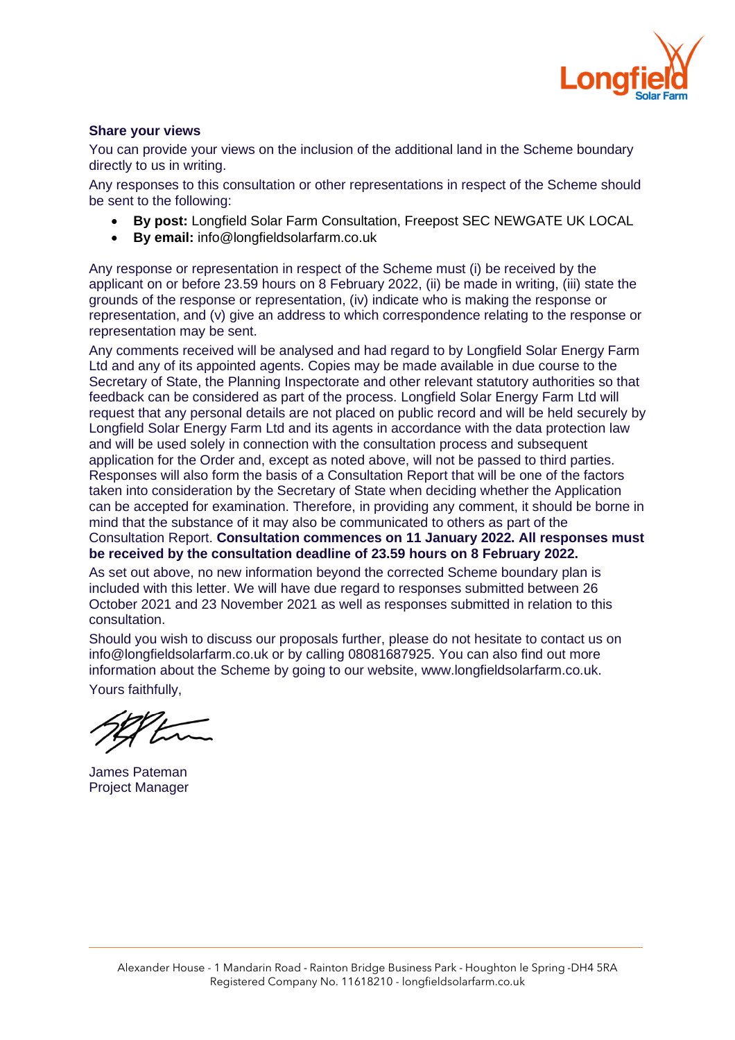**Share your views**

You can provide your views on the inclusion of the additional land in the Scheme boundary directly to us in writing.

Any responses to this consultation or other representations in respect of the Scheme should be sent to the following:

- **By post:** Longfield Solar Farm Consultation, Freepost SEC NEWGATE UK LOCAL
- **By email:** info@longfieldsolarfarm.co.uk

Any response or representation in respect of the Scheme must (i) be received by the applicant on or before 23.59 hours on 8 February 2022, (ii) be made in writing, (iii) state the grounds of the response or representation, (iv) indicate who is making the response or representation, and (v) give an address to which correspondence relating to the response or representation may be sent.

Any comments received will be analysed and had regard to by Longfield Solar Energy Farm Ltd and any of its appointed agents. Copies may be made available in due course to the Secretary of State, the Planning Inspectorate and other relevant statutory authorities so that feedback can be considered as part of the process. Longfield Solar Energy Farm Ltd will request that any personal details are not placed on public record and will be held securely by Longfield Solar Energy Farm Ltd and its agents in accordance with the data protection law and will be used solely in connection with the consultation process and subsequent application for the Order and, except as noted above, will not be passed to third parties. Responses will also form the basis of a Consultation Report that will be one of the factors taken into consideration by the Secretary of State when deciding whether the Application can be accepted for examination. Therefore, in providing any comment, it should be borne in mind that the substance of it may also be communicated to others as part of the Consultation Report. **Consultation commences on 11 January 2022. All responses must be received by the consultation deadline of 23.59 hours on 8 February 2022.**

As set out above, no new information beyond the corrected Scheme boundary plan is included with this letter. We will have due regard to responses submitted between 26 October 2021 and 23 November 2021 as well as responses submitted in relation to this consultation.

Should you wish to discuss our proposals further, please do not hesitate to contact us on info@longfieldsolarfarm.co.uk or by calling 08081687925. You can also find out more information about the Scheme by going to our website, www.longfieldsolarfarm.co.uk.

Yours faithfully,

James Pateman
Project Manager

Alexander House - 1 Mandarin Road - Rainton Bridge Business Park - Houghton le Spring -DH4 5RA
Registered Company No. 11618210 - longfieldsolarfarm.co.uk